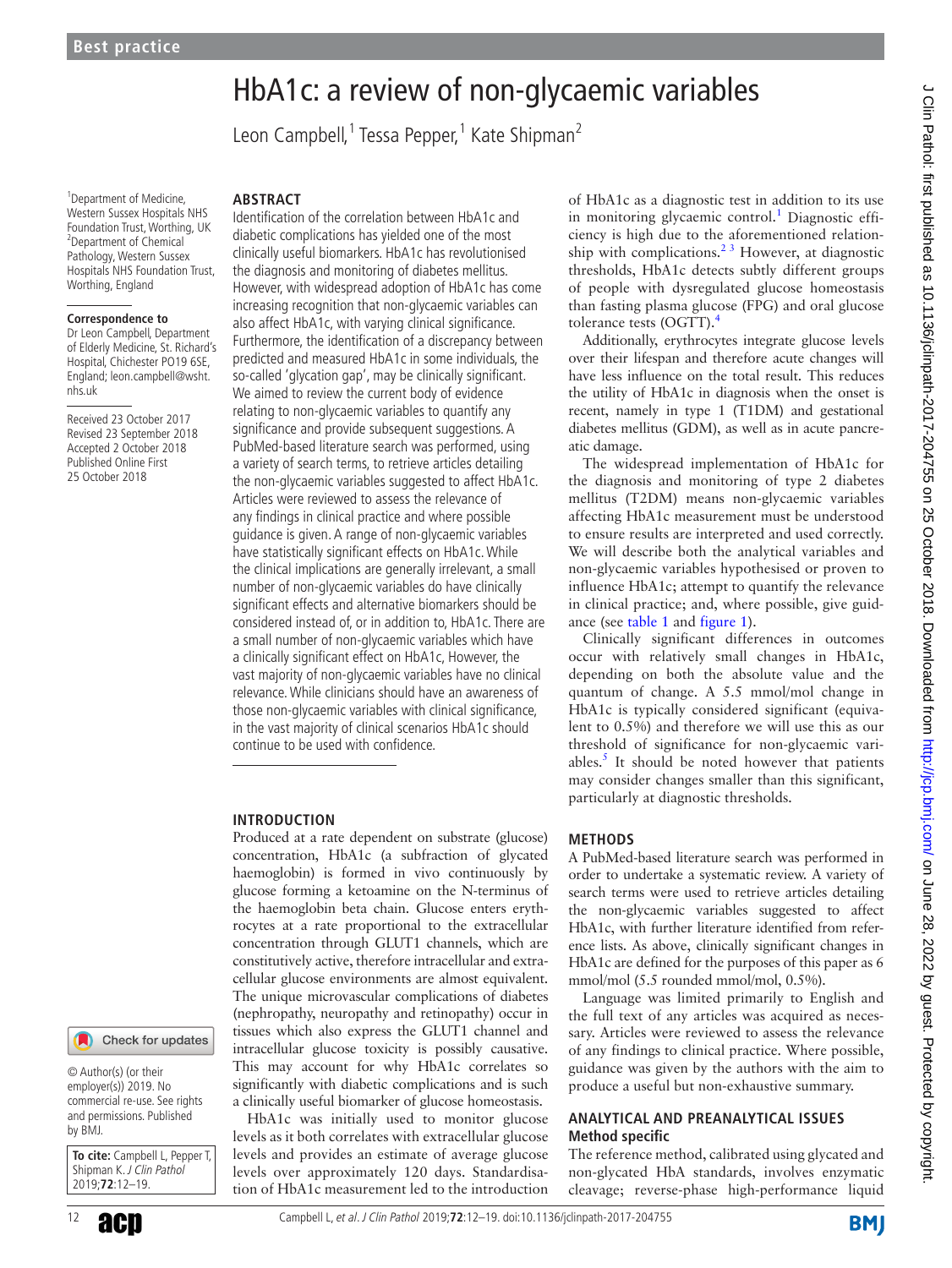Best practice

# HbA1c: a review of non-glycaemic variables

Leon Campbell,[1] Tessa Pepper,[1] Kate Shipman[2]

[1]Department of Medicine, Western Sussex Hospitals NHS Foundation Trust, Worthing, UK
[2]Department of Chemical Pathology, Western Sussex Hospitals NHS Foundation Trust, Worthing, England

**Correspondence to**
Dr Leon Campbell, Department of Elderly Medicine, St. Richard's Hospital, Chichester PO19 6SE, England; leon.campbell@wsht.nhs.uk

Received 23 October 2017
Revised 23 September 2018
Accepted 2 October 2018
Published Online First 25 October 2018

© Author(s) (or their employer(s)) 2019. No commercial re-use. See rights and permissions. Published by BMJ.

**To cite:** Campbell L, Pepper T, Shipman K. *J Clin Pathol* 2019;**72**:12–19.

## ABSTRACT

Identification of the correlation between HbA1c and diabetic complications has yielded one of the most clinically useful biomarkers. HbA1c has revolutionised the diagnosis and monitoring of diabetes mellitus. However, with widespread adoption of HbA1c has come increasing recognition that non-glycaemic variables can also affect HbA1c, with varying clinical significance. Furthermore, the identification of a discrepancy between predicted and measured HbA1c in some individuals, the so-called 'glycation gap', may be clinically significant. We aimed to review the current body of evidence relating to non-glycaemic variables to quantify any significance and provide subsequent suggestions. A PubMed-based literature search was performed, using a variety of search terms, to retrieve articles detailing the non-glycaemic variables suggested to affect HbA1c. Articles were reviewed to assess the relevance of any findings in clinical practice and where possible guidance is given. A range of non-glycaemic variables have statistically significant effects on HbA1c. While the clinical implications are generally irrelevant, a small number of non-glycaemic variables do have clinically significant effects and alternative biomarkers should be considered instead of, or in addition to, HbA1c. There are a small number of non-glycaemic variables which have a clinically significant effect on HbA1c, However, the vast majority of non-glycaemic variables have no clinical relevance. While clinicians should have an awareness of those non-glycaemic variables with clinical significance, in the vast majority of clinical scenarios HbA1c should continue to be used with confidence.

## INTRODUCTION

Produced at a rate dependent on substrate (glucose) concentration, HbA1c (a subfraction of glycated haemoglobin) is formed in vivo continuously by glucose forming a ketoamine on the N-terminus of the haemoglobin beta chain. Glucose enters erythrocytes at a rate proportional to the extracellular concentration through GLUT1 channels, which are constitutively active, therefore intracellular and extracellular glucose environments are almost equivalent. The unique microvascular complications of diabetes (nephropathy, neuropathy and retinopathy) occur in tissues which also express the GLUT1 channel and intracellular glucose toxicity is possibly causative. This may account for why HbA1c correlates so significantly with diabetic complications and is such a clinically useful biomarker of glucose homeostasis.

HbA1c was initially used to monitor glucose levels as it both correlates with extracellular glucose levels and provides an estimate of average glucose levels over approximately 120 days. Standardisation of HbA1c measurement led to the introduction of HbA1c as a diagnostic test in addition to its use in monitoring glycaemic control.[1] Diagnostic efficiency is high due to the aforementioned relationship with complications.[2,3] However, at diagnostic thresholds, HbA1c detects subtly different groups of people with dysregulated glucose homeostasis than fasting plasma glucose (FPG) and oral glucose tolerance tests (OGTT).[4]

Additionally, erythrocytes integrate glucose levels over their lifespan and therefore acute changes will have less influence on the total result. This reduces the utility of HbA1c in diagnosis when the onset is recent, namely in type 1 (T1DM) and gestational diabetes mellitus (GDM), as well as in acute pancreatic damage.

The widespread implementation of HbA1c for the diagnosis and monitoring of type 2 diabetes mellitus (T2DM) means non-glycaemic variables affecting HbA1c measurement must be understood to ensure results are interpreted and used correctly. We will describe both the analytical variables and non-glycaemic variables hypothesised or proven to influence HbA1c; attempt to quantify the relevance in clinical practice; and, where possible, give guidance (see table 1 and figure 1).

Clinically significant differences in outcomes occur with relatively small changes in HbA1c, depending on both the absolute value and the quantum of change. A 5.5 mmol/mol change in HbA1c is typically considered significant (equivalent to 0.5%) and therefore we will use this as our threshold of significance for non-glycaemic variables.[5] It should be noted however that patients may consider changes smaller than this significant, particularly at diagnostic thresholds.

## METHODS

A PubMed-based literature search was performed in order to undertake a systematic review. A variety of search terms were used to retrieve articles detailing the non-glycaemic variables suggested to affect HbA1c, with further literature identified from reference lists. As above, clinically significant changes in HbA1c are defined for the purposes of this paper as 6 mmol/mol (5.5 rounded mmol/mol, 0.5%).

Language was limited primarily to English and the full text of any articles was acquired as necessary. Articles were reviewed to assess the relevance of any findings to clinical practice. Where possible, guidance was given by the authors with the aim to produce a useful but non-exhaustive summary.

## ANALYTICAL AND PREANALYTICAL ISSUES

### Method specific

The reference method, calibrated using glycated and non-glycated HbA standards, involves enzymatic cleavage; reverse-phase high-performance liquid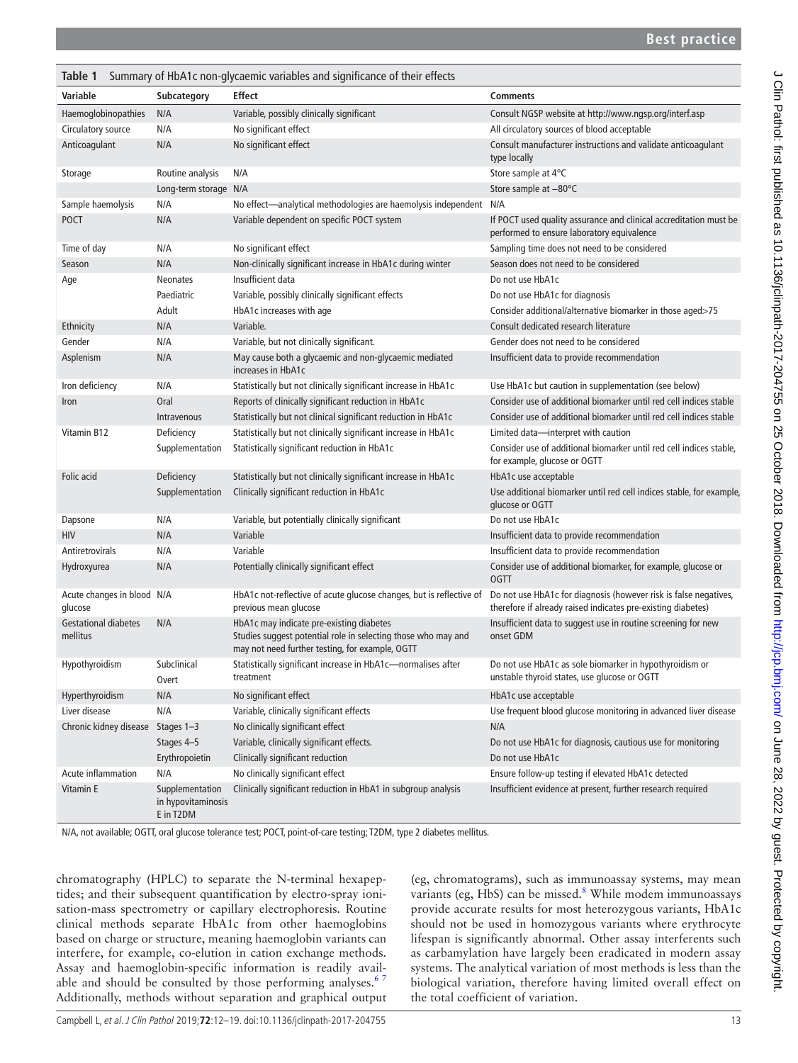**Table 1** Summary of HbA1c non-glycaemic variables and significance of their effects

| Variable | Subcategory | Effect | Comments |
|---|---|---|---|
| Haemoglobinopathies | N/A | Variable, possibly clinically significant | Consult NGSP website at http://www.ngsp.org/interf.asp |
| Circulatory source | N/A | No significant effect | All circulatory sources of blood acceptable |
| Anticoagulant | N/A | No significant effect | Consult manufacturer instructions and validate anticoagulant type locally |
| Storage | Routine analysis | N/A | Store sample at 4°C |
| | Long-term storage | N/A | Store sample at −80°C |
| Sample haemolysis | N/A | No effect—analytical methodologies are haemolysis independent | N/A |
| POCT | N/A | Variable dependent on specific POCT system | If POCT used quality assurance and clinical accreditation must be performed to ensure laboratory equivalence |
| Time of day | N/A | No significant effect | Sampling time does not need to be considered |
| Season | N/A | Non-clinically significant increase in HbA1c during winter | Season does not need to be considered |
| Age | Neonates | Insufficient data | Do not use HbA1c |
| | Paediatric | Variable, possibly clinically significant effects | Do not use HbA1c for diagnosis |
| | Adult | HbA1c increases with age | Consider additional/alternative biomarker in those aged>75 |
| Ethnicity | N/A | Variable. | Consult dedicated research literature |
| Gender | N/A | Variable, but not clinically significant. | Gender does not need to be considered |
| Asplenism | N/A | May cause both a glycaemic and non-glycaemic mediated increases in HbA1c | Insufficient data to provide recommendation |
| Iron deficiency | N/A | Statistically but not clinically significant increase in HbA1c | Use HbA1c but caution in supplementation (see below) |
| Iron | Oral | Reports of clinically significant reduction in HbA1c | Consider use of additional biomarker until red cell indices stable |
| | Intravenous | Statistically but not clinical significant reduction in HbA1c | Consider use of additional biomarker until red cell indices stable |
| Vitamin B12 | Deficiency | Statistically but not clinically significant increase in HbA1c | Limited data—interpret with caution |
| | Supplementation | Statistically significant reduction in HbA1c | Consider use of additional biomarker until red cell indices stable, for example, glucose or OGTT |
| Folic acid | Deficiency | Statistically but not clinically significant increase in HbA1c | HbA1c use acceptable |
| | Supplementation | Clinically significant reduction in HbA1c | Use additional biomarker until red cell indices stable, for example, glucose or OGTT |
| Dapsone | N/A | Variable, but potentially clinically significant | Do not use HbA1c |
| HIV | N/A | Variable | Insufficient data to provide recommendation |
| Antiretrovirals | N/A | Variable | Insufficient data to provide recommendation |
| Hydroxyurea | N/A | Potentially clinically significant effect | Consider use of additional biomarker, for example, glucose or OGTT |
| Acute changes in blood glucose | N/A | HbA1c not-reflective of acute glucose changes, but is reflective of previous mean glucose | Do not use HbA1c for diagnosis (however risk is false negatives, therefore if already raised indicates pre-existing diabetes) |
| Gestational diabetes mellitus | N/A | HbA1c may indicate pre-existing diabetes<br>Studies suggest potential role in selecting those who may and may not need further testing, for example, OGTT | Insufficient data to suggest use in routine screening for new onset GDM |
| Hypothyroidism | Subclinical<br>Overt | Statistically significant increase in HbA1c—normalises after treatment | Do not use HbA1c as sole biomarker in hypothyroidism or unstable thyroid states, use glucose or OGTT |
| Hyperthyroidism | N/A | No significant effect | HbA1c use acceptable |
| Liver disease | N/A | Variable, clinically significant effects | Use frequent blood glucose monitoring in advanced liver disease |
| Chronic kidney disease | Stages 1–3 | No clinically significant effect | N/A |
| | Stages 4–5 | Variable, clinically significant effects. | Do not use HbA1c for diagnosis, cautious use for monitoring |
| | Erythropoietin | Clinically significant reduction | Do not use HbA1c |
| Acute inflammation | N/A | No clinically significant effect | Ensure follow-up testing if elevated HbA1c detected |
| Vitamin E | Supplementation in hypovitaminosis E in T2DM | Clinically significant reduction in HbA1 in subgroup analysis | Insufficient evidence at present, further research required |

N/A, not available; OGTT, oral glucose tolerance test; POCT, point-of-care testing; T2DM, type 2 diabetes mellitus.

chromatography (HPLC) to separate the N-terminal hexapeptides; and their subsequent quantification by electro-spray ionisation-mass spectrometry or capillary electrophoresis. Routine clinical methods separate HbA1c from other haemoglobins based on charge or structure, meaning haemoglobin variants can interfere, for example, co-elution in cation exchange methods. Assay and haemoglobin-specific information is readily available and should be consulted by those performing analyses.[6 7] Additionally, methods without separation and graphical output (eg, chromatograms), such as immunoassay systems, may mean variants (eg, HbS) can be missed.[8] While modem immunoassays provide accurate results for most heterozygous variants, HbA1c should not be used in homozygous variants where erythrocyte lifespan is significantly abnormal. Other assay interferents such as carbamylation have largely been eradicated in modern assay systems. The analytical variation of most methods is less than the biological variation, therefore having limited overall effect on the total coefficient of variation.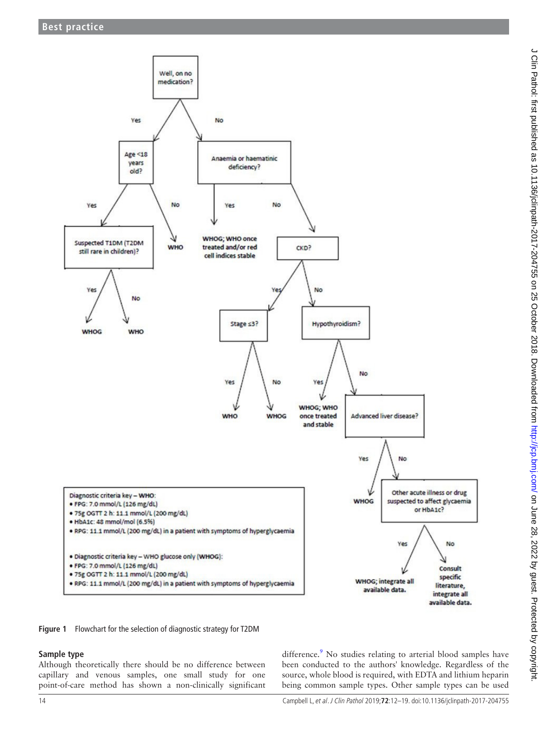- **Well, on no medication?**
  - Yes → **Age <18 years old?**
    - Yes → **Suspected T1DM (T2DM still rare in children)?**
      - Yes → WHOG
      - No → WHO
    - No → WHO
  - No → **Anaemia or haematinic deficiency?**
    - Yes → WHOG; WHO once treated and/or red cell indices stable
    - No → **CKD?**
      - Yes → **Stage ≤3?**
        - Yes → WHO
        - No → WHOG
      - No → **Hypothyroidism?**
        - Yes → WHOG; WHO once treated and stable
        - No → **Advanced liver disease?**
          - Yes → WHOG
          - No → **Other acute illness or drug suspected to affect glycaemia or HbA1c?**
            - Yes → WHOG; integrate all available data.
            - No → Consult specific literature, integrate all available data.

Diagnostic criteria key – **WHO**:

- FPG: 7.0 mmol/L (126 mg/dL)
- 75g OGTT 2 h: 11.1 mmol/L (200 mg/dL)
- HbA1c: 48 mmol/mol (6.5%)
- RPG: 11.1 mmol/L (200 mg/dL) in a patient with symptoms of hyperglycaemia

- Diagnostic criteria key – WHO glucose only (**WHOG**):
- FPG: 7.0 mmol/L (126 mg/dL)
- 75g OGTT 2 h: 11.1 mmol/L (200 mg/dL)
- RPG: 11.1 mmol/L (200 mg/dL) in a patient with symptoms of hyperglycaemia

**Figure 1** Flowchart for the selection of diagnostic strategy for T2DM

### Sample type

Although theoretically there should be no difference between capillary and venous samples, one small study for one point-of-care method has shown a non-clinically significant difference.[9] No studies relating to arterial blood samples have been conducted to the authors' knowledge. Regardless of the source, whole blood is required, with EDTA and lithium heparin being common sample types. Other sample types can be used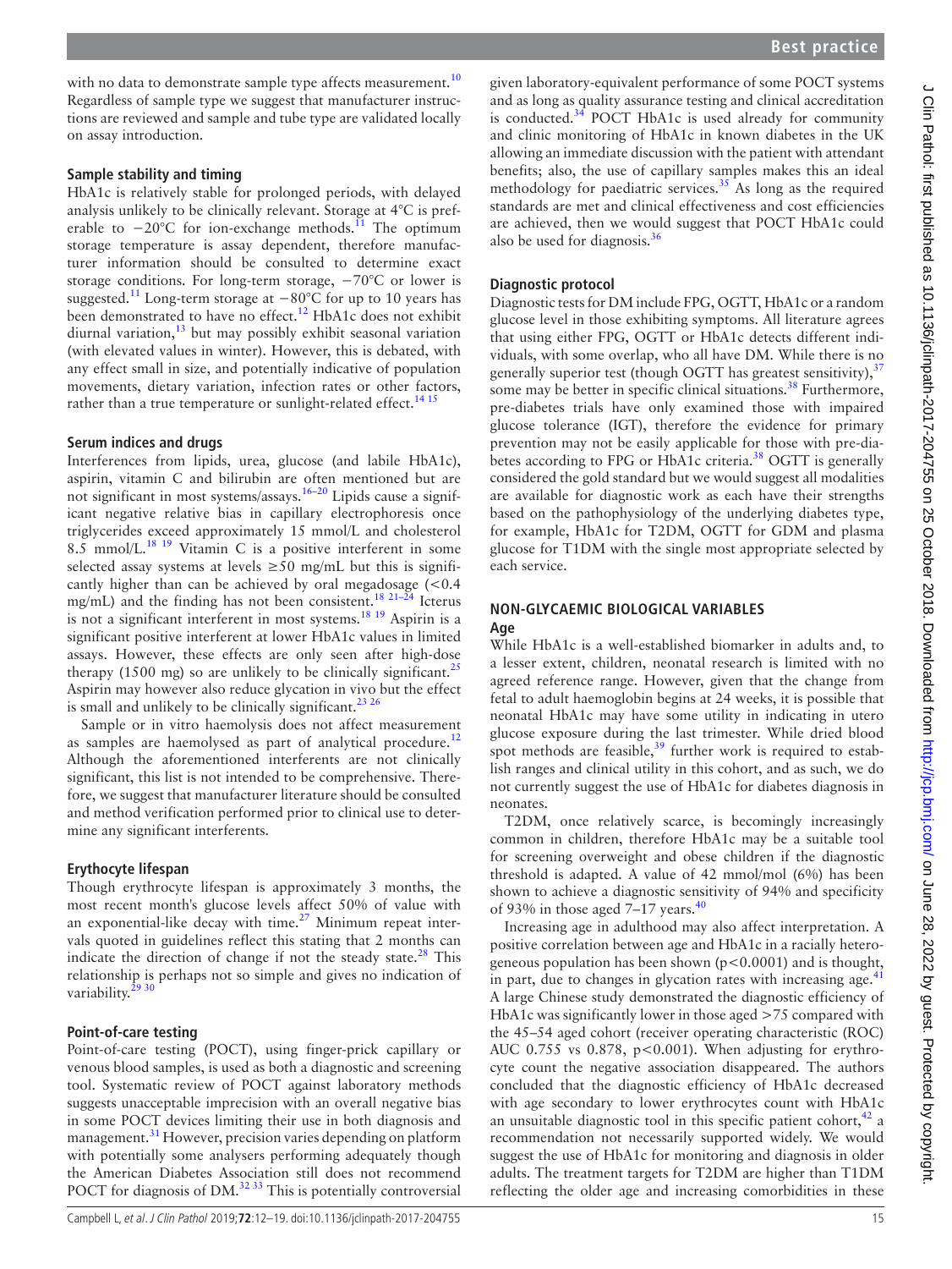with no data to demonstrate sample type affects measurement.[10] Regardless of sample type we suggest that manufacturer instructions are reviewed and sample and tube type are validated locally on assay introduction.

### Sample stability and timing

HbA1c is relatively stable for prolonged periods, with delayed analysis unlikely to be clinically relevant. Storage at 4°C is preferable to −20°C for ion-exchange methods.[11] The optimum storage temperature is assay dependent, therefore manufacturer information should be consulted to determine exact storage conditions. For long-term storage, −70°C or lower is suggested.[11] Long-term storage at −80°C for up to 10 years has been demonstrated to have no effect.[12] HbA1c does not exhibit diurnal variation,[13] but may possibly exhibit seasonal variation (with elevated values in winter). However, this is debated, with any effect small in size, and potentially indicative of population movements, dietary variation, infection rates or other factors, rather than a true temperature or sunlight-related effect.[14 15]

### Serum indices and drugs

Interferences from lipids, urea, glucose (and labile HbA1c), aspirin, vitamin C and bilirubin are often mentioned but are not significant in most systems/assays.[16–20] Lipids cause a significant negative relative bias in capillary electrophoresis once triglycerides exceed approximately 15 mmol/L and cholesterol 8.5 mmol/L.[18 19] Vitamin C is a positive interferent in some selected assay systems at levels ≥50 mg/mL but this is significantly higher than can be achieved by oral megadosage (<0.4 mg/mL) and the finding has not been consistent.[18 21–24] Icterus is not a significant interferent in most systems.[18 19] Aspirin is a significant positive interferent at lower HbA1c values in limited assays. However, these effects are only seen after high-dose therapy (1500 mg) so are unlikely to be clinically significant.[25] Aspirin may however also reduce glycation in vivo but the effect is small and unlikely to be clinically significant.[23 26]

Sample or in vitro haemolysis does not affect measurement as samples are haemolysed as part of analytical procedure.[12] Although the aforementioned interferents are not clinically significant, this list is not intended to be comprehensive. Therefore, we suggest that manufacturer literature should be consulted and method verification performed prior to clinical use to determine any significant interferents.

### Erythocyte lifespan

Though erythrocyte lifespan is approximately 3 months, the most recent month's glucose levels affect 50% of value with an exponential-like decay with time.[27] Minimum repeat intervals quoted in guidelines reflect this stating that 2 months can indicate the direction of change if not the steady state.[28] This relationship is perhaps not so simple and gives no indication of variability.[29 30]

### Point-of-care testing

Point-of-care testing (POCT), using finger-prick capillary or venous blood samples, is used as both a diagnostic and screening tool. Systematic review of POCT against laboratory methods suggests unacceptable imprecision with an overall negative bias in some POCT devices limiting their use in both diagnosis and management.[31] However, precision varies depending on platform with potentially some analysers performing adequately though the American Diabetes Association still does not recommend POCT for diagnosis of DM.[32 33] This is potentially controversial given laboratory-equivalent performance of some POCT systems and as long as quality assurance testing and clinical accreditation is conducted.[34] POCT HbA1c is used already for community and clinic monitoring of HbA1c in known diabetes in the UK allowing an immediate discussion with the patient with attendant benefits; also, the use of capillary samples makes this an ideal methodology for paediatric services.[35] As long as the required standards are met and clinical effectiveness and cost efficiencies are achieved, then we would suggest that POCT HbA1c could also be used for diagnosis.[36]

### Diagnostic protocol

Diagnostic tests for DM include FPG, OGTT, HbA1c or a random glucose level in those exhibiting symptoms. All literature agrees that using either FPG, OGTT or HbA1c detects different individuals, with some overlap, who all have DM. While there is no generally superior test (though OGTT has greatest sensitivity),[37] some may be better in specific clinical situations.[38] Furthermore, pre-diabetes trials have only examined those with impaired glucose tolerance (IGT), therefore the evidence for primary prevention may not be easily applicable for those with pre-diabetes according to FPG or HbA1c criteria.[38] OGTT is generally considered the gold standard but we would suggest all modalities are available for diagnostic work as each have their strengths based on the pathophysiology of the underlying diabetes type, for example, HbA1c for T2DM, OGTT for GDM and plasma glucose for T1DM with the single most appropriate selected by each service.

## NON-GLYCAEMIC BIOLOGICAL VARIABLES

### Age

While HbA1c is a well-established biomarker in adults and, to a lesser extent, children, neonatal research is limited with no agreed reference range. However, given that the change from fetal to adult haemoglobin begins at 24 weeks, it is possible that neonatal HbA1c may have some utility in indicating in utero glucose exposure during the last trimester. While dried blood spot methods are feasible,[39] further work is required to establish ranges and clinical utility in this cohort, and as such, we do not currently suggest the use of HbA1c for diabetes diagnosis in neonates.

T2DM, once relatively scarce, is becomingly increasingly common in children, therefore HbA1c may be a suitable tool for screening overweight and obese children if the diagnostic threshold is adapted. A value of 42 mmol/mol (6%) has been shown to achieve a diagnostic sensitivity of 94% and specificity of 93% in those aged 7–17 years.[40]

Increasing age in adulthood may also affect interpretation. A positive correlation between age and HbA1c in a racially heterogeneous population has been shown ($p<0.0001$) and is thought, in part, due to changes in glycation rates with increasing age.[41] A large Chinese study demonstrated the diagnostic efficiency of HbA1c was significantly lower in those aged >75 compared with the 45–54 aged cohort (receiver operating characteristic (ROC) AUC 0.755 vs 0.878, $p<0.001$). When adjusting for erythrocyte count the negative association disappeared. The authors concluded that the diagnostic efficiency of HbA1c decreased with age secondary to lower erythrocytes count with HbA1c an unsuitable diagnostic tool in this specific patient cohort,[42] a recommendation not necessarily supported widely. We would suggest the use of HbA1c for monitoring and diagnosis in older adults. The treatment targets for T2DM are higher than T1DM reflecting the older age and increasing comorbidities in these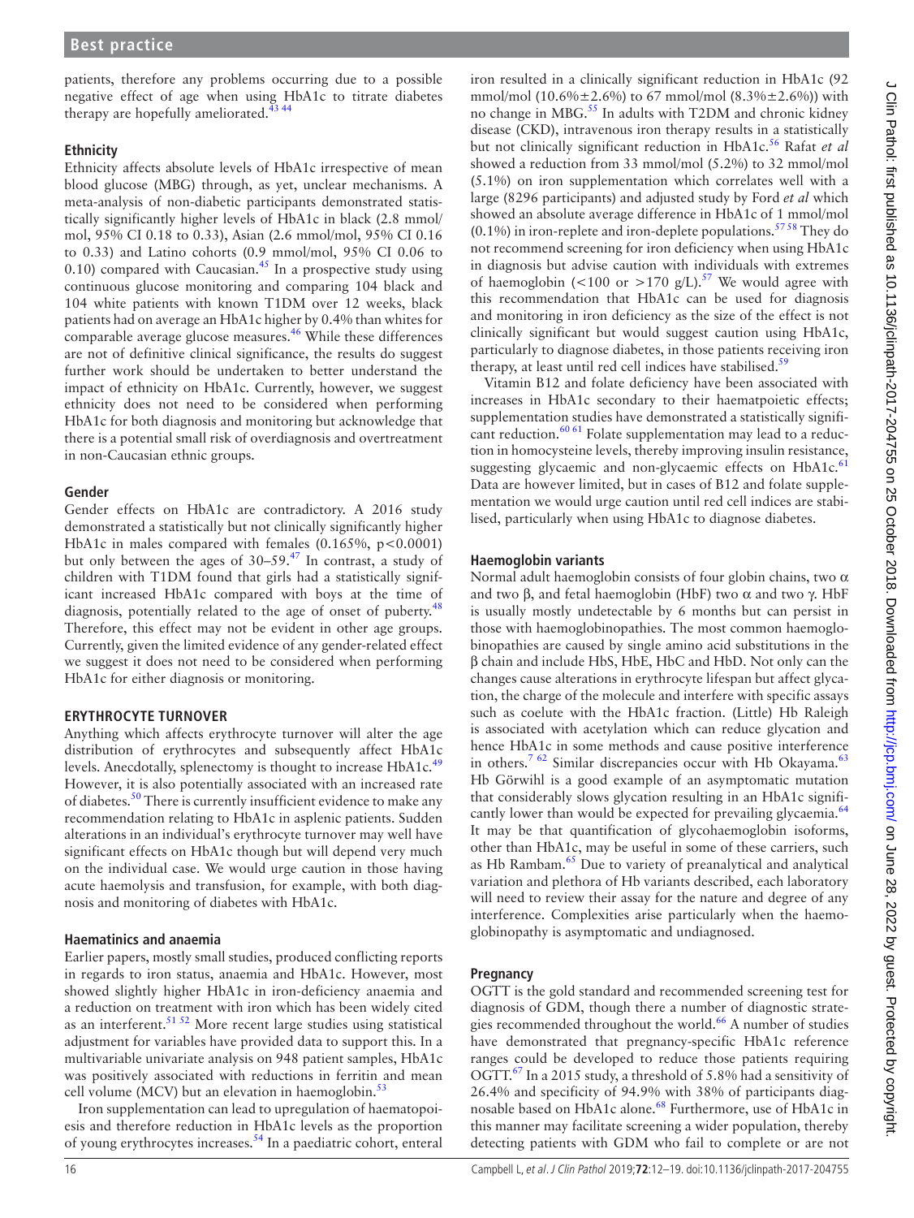patients, therefore any problems occurring due to a possible negative effect of age when using HbA1c to titrate diabetes therapy are hopefully ameliorated.[43 44]

### Ethnicity

Ethnicity affects absolute levels of HbA1c irrespective of mean blood glucose (MBG) through, as yet, unclear mechanisms. A meta-analysis of non-diabetic participants demonstrated statistically significantly higher levels of HbA1c in black (2.8 mmol/mol, 95% CI 0.18 to 0.33), Asian (2.6 mmol/mol, 95% CI 0.16 to 0.33) and Latino cohorts (0.9 mmol/mol, 95% CI 0.06 to 0.10) compared with Caucasian.[45] In a prospective study using continuous glucose monitoring and comparing 104 black and 104 white patients with known T1DM over 12 weeks, black patients had on average an HbA1c higher by 0.4% than whites for comparable average glucose measures.[46] While these differences are not of definitive clinical significance, the results do suggest further work should be undertaken to better understand the impact of ethnicity on HbA1c. Currently, however, we suggest ethnicity does not need to be considered when performing HbA1c for both diagnosis and monitoring but acknowledge that there is a potential small risk of overdiagnosis and overtreatment in non-Caucasian ethnic groups.

### Gender

Gender effects on HbA1c are contradictory. A 2016 study demonstrated a statistically but not clinically significantly higher HbA1c in males compared with females (0.165%, $p<0.0001$) but only between the ages of 30–59.[47] In contrast, a study of children with T1DM found that girls had a statistically significant increased HbA1c compared with boys at the time of diagnosis, potentially related to the age of onset of puberty.[48] Therefore, this effect may not be evident in other age groups. Currently, given the limited evidence of any gender-related effect we suggest it does not need to be considered when performing HbA1c for either diagnosis or monitoring.

## ERYTHROCYTE TURNOVER

Anything which affects erythrocyte turnover will alter the age distribution of erythrocytes and subsequently affect HbA1c levels. Anecdotally, splenectomy is thought to increase HbA1c.[49] However, it is also potentially associated with an increased rate of diabetes.[50] There is currently insufficient evidence to make any recommendation relating to HbA1c in asplenic patients. Sudden alterations in an individual's erythrocyte turnover may well have significant effects on HbA1c though but will depend very much on the individual case. We would urge caution in those having acute haemolysis and transfusion, for example, with both diagnosis and monitoring of diabetes with HbA1c.

### Haematinics and anaemia

Earlier papers, mostly small studies, produced conflicting reports in regards to iron status, anaemia and HbA1c. However, most showed slightly higher HbA1c in iron-deficiency anaemia and a reduction on treatment with iron which has been widely cited as an interferent.[51 52] More recent large studies using statistical adjustment for variables have provided data to support this. In a multivariable univariate analysis on 948 patient samples, HbA1c was positively associated with reductions in ferritin and mean cell volume (MCV) but an elevation in haemoglobin.[53]

Iron supplementation can lead to upregulation of haematopoiesis and therefore reduction in HbA1c levels as the proportion of young erythrocytes increases.[54] In a paediatric cohort, enteral iron resulted in a clinically significant reduction in HbA1c (92 mmol/mol (10.6%±2.6%) to 67 mmol/mol (8.3%±2.6%)) with no change in MBG.[55] In adults with T2DM and chronic kidney disease (CKD), intravenous iron therapy results in a statistically but not clinically significant reduction in HbA1c.[56] Rafat *et al* showed a reduction from 33 mmol/mol (5.2%) to 32 mmol/mol (5.1%) on iron supplementation which correlates well with a large (8296 participants) and adjusted study by Ford *et al* which showed an absolute average difference in HbA1c of 1 mmol/mol (0.1%) in iron-replete and iron-deplete populations.[57 58] They do not recommend screening for iron deficiency when using HbA1c in diagnosis but advise caution with individuals with extremes of haemoglobin (<100 or >170 g/L).[57] We would agree with this recommendation that HbA1c can be used for diagnosis and monitoring in iron deficiency as the size of the effect is not clinically significant but would suggest caution using HbA1c, particularly to diagnose diabetes, in those patients receiving iron therapy, at least until red cell indices have stabilised.[59]

Vitamin B12 and folate deficiency have been associated with increases in HbA1c secondary to their haematpoietic effects; supplementation studies have demonstrated a statistically significant reduction.[60 61] Folate supplementation may lead to a reduction in homocysteine levels, thereby improving insulin resistance, suggesting glycaemic and non-glycaemic effects on HbA1c.[61] Data are however limited, but in cases of B12 and folate supplementation we would urge caution until red cell indices are stabilised, particularly when using HbA1c to diagnose diabetes.

### Haemoglobin variants

Normal adult haemoglobin consists of four globin chains, two α and two β, and fetal haemoglobin (HbF) two α and two γ. HbF is usually mostly undetectable by 6 months but can persist in those with haemoglobinopathies. The most common haemoglobinopathies are caused by single amino acid substitutions in the β chain and include HbS, HbE, HbC and HbD. Not only can the changes cause alterations in erythrocyte lifespan but affect glycation, the charge of the molecule and interfere with specific assays such as coelute with the HbA1c fraction. (Little) Hb Raleigh is associated with acetylation which can reduce glycation and hence HbA1c in some methods and cause positive interference in others.[7 62] Similar discrepancies occur with Hb Okayama.[63] Hb Görwihl is a good example of an asymptomatic mutation that considerably slows glycation resulting in an HbA1c significantly lower than would be expected for prevailing glycaemia.[64] It may be that quantification of glycohaemoglobin isoforms, other than HbA1c, may be useful in some of these carriers, such as Hb Rambam.[65] Due to variety of preanalytical and analytical variation and plethora of Hb variants described, each laboratory will need to review their assay for the nature and degree of any interference. Complexities arise particularly when the haemoglobinopathy is asymptomatic and undiagnosed.

### Pregnancy

OGTT is the gold standard and recommended screening test for diagnosis of GDM, though there a number of diagnostic strategies recommended throughout the world.[66] A number of studies have demonstrated that pregnancy-specific HbA1c reference ranges could be developed to reduce those patients requiring OGTT.[67] In a 2015 study, a threshold of 5.8% had a sensitivity of 26.4% and specificity of 94.9% with 38% of participants diagnosable based on HbA1c alone.[68] Furthermore, use of HbA1c in this manner may facilitate screening a wider population, thereby detecting patients with GDM who fail to complete or are not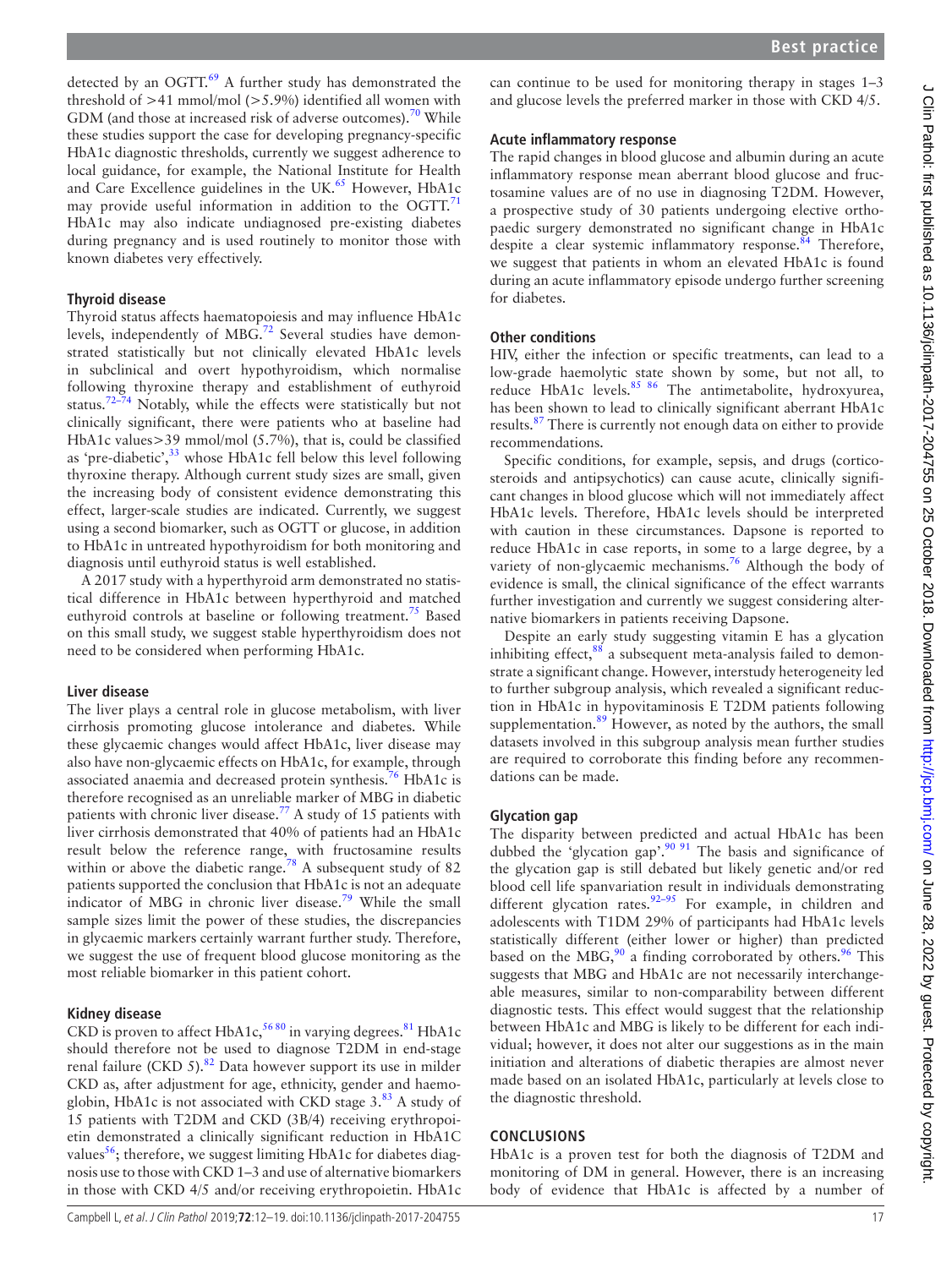detected by an OGTT.[69] A further study has demonstrated the threshold of >41 mmol/mol (>5.9%) identified all women with GDM (and those at increased risk of adverse outcomes).[70] While these studies support the case for developing pregnancy-specific HbA1c diagnostic thresholds, currently we suggest adherence to local guidance, for example, the National Institute for Health and Care Excellence guidelines in the UK.[65] However, HbA1c may provide useful information in addition to the OGTT.[71] HbA1c may also indicate undiagnosed pre-existing diabetes during pregnancy and is used routinely to monitor those with known diabetes very effectively.

### Thyroid disease

Thyroid status affects haematopoiesis and may influence HbA1c levels, independently of MBG.[72] Several studies have demonstrated statistically but not clinically elevated HbA1c levels in subclinical and overt hypothyroidism, which normalise following thyroxine therapy and establishment of euthyroid status.[72–74] Notably, while the effects were statistically but not clinically significant, there were patients who at baseline had HbA1c values>39 mmol/mol (5.7%), that is, could be classified as 'pre-diabetic',[33] whose HbA1c fell below this level following thyroxine therapy. Although current study sizes are small, given the increasing body of consistent evidence demonstrating this effect, larger-scale studies are indicated. Currently, we suggest using a second biomarker, such as OGTT or glucose, in addition to HbA1c in untreated hypothyroidism for both monitoring and diagnosis until euthyroid status is well established.

A 2017 study with a hyperthyroid arm demonstrated no statistical difference in HbA1c between hyperthyroid and matched euthyroid controls at baseline or following treatment.[75] Based on this small study, we suggest stable hyperthyroidism does not need to be considered when performing HbA1c.

### Liver disease

The liver plays a central role in glucose metabolism, with liver cirrhosis promoting glucose intolerance and diabetes. While these glycaemic changes would affect HbA1c, liver disease may also have non-glycaemic effects on HbA1c, for example, through associated anaemia and decreased protein synthesis.[76] HbA1c is therefore recognised as an unreliable marker of MBG in diabetic patients with chronic liver disease.[77] A study of 15 patients with liver cirrhosis demonstrated that 40% of patients had an HbA1c result below the reference range, with fructosamine results within or above the diabetic range.[78] A subsequent study of 82 patients supported the conclusion that HbA1c is not an adequate indicator of MBG in chronic liver disease.[79] While the small sample sizes limit the power of these studies, the discrepancies in glycaemic markers certainly warrant further study. Therefore, we suggest the use of frequent blood glucose monitoring as the most reliable biomarker in this patient cohort.

### Kidney disease

CKD is proven to affect HbA1c,[56,80] in varying degrees.[81] HbA1c should therefore not be used to diagnose T2DM in end-stage renal failure (CKD 5).[82] Data however support its use in milder CKD as, after adjustment for age, ethnicity, gender and haemoglobin, HbA1c is not associated with CKD stage 3.[83] A study of 15 patients with T2DM and CKD (3B/4) receiving erythropoietin demonstrated a clinically significant reduction in HbA1C values[56]; therefore, we suggest limiting HbA1c for diabetes diagnosis use to those with CKD 1–3 and use of alternative biomarkers in those with CKD 4/5 and/or receiving erythropoietin. HbA1c can continue to be used for monitoring therapy in stages 1–3 and glucose levels the preferred marker in those with CKD 4/5.

### Acute inflammatory response

The rapid changes in blood glucose and albumin during an acute inflammatory response mean aberrant blood glucose and fructosamine values are of no use in diagnosing T2DM. However, a prospective study of 30 patients undergoing elective orthopaedic surgery demonstrated no significant change in HbA1c despite a clear systemic inflammatory response.[84] Therefore, we suggest that patients in whom an elevated HbA1c is found during an acute inflammatory episode undergo further screening for diabetes.

### Other conditions

HIV, either the infection or specific treatments, can lead to a low-grade haemolytic state shown by some, but not all, to reduce HbA1c levels.[85,86] The antimetabolite, hydroxyurea, has been shown to lead to clinically significant aberrant HbA1c results.[87] There is currently not enough data on either to provide recommendations.

Specific conditions, for example, sepsis, and drugs (corticosteroids and antipsychotics) can cause acute, clinically significant changes in blood glucose which will not immediately affect HbA1c levels. Therefore, HbA1c levels should be interpreted with caution in these circumstances. Dapsone is reported to reduce HbA1c in case reports, in some to a large degree, by a variety of non-glycaemic mechanisms.[76] Although the body of evidence is small, the clinical significance of the effect warrants further investigation and currently we suggest considering alternative biomarkers in patients receiving Dapsone.

Despite an early study suggesting vitamin E has a glycation inhibiting effect,[88] a subsequent meta-analysis failed to demonstrate a significant change. However, interstudy heterogeneity led to further subgroup analysis, which revealed a significant reduction in HbA1c in hypovitaminosis E T2DM patients following supplementation.[89] However, as noted by the authors, the small datasets involved in this subgroup analysis mean further studies are required to corroborate this finding before any recommendations can be made.

### Glycation gap

The disparity between predicted and actual HbA1c has been dubbed the 'glycation gap'.[90,91] The basis and significance of the glycation gap is still debated but likely genetic and/or red blood cell life spanvariation result in individuals demonstrating different glycation rates.[92–95] For example, in children and adolescents with T1DM 29% of participants had HbA1c levels statistically different (either lower or higher) than predicted based on the MBG,[90] a finding corroborated by others.[96] This suggests that MBG and HbA1c are not necessarily interchangeable measures, similar to non-comparability between different diagnostic tests. This effect would suggest that the relationship between HbA1c and MBG is likely to be different for each individual; however, it does not alter our suggestions as in the main initiation and alterations of diabetic therapies are almost never made based on an isolated HbA1c, particularly at levels close to the diagnostic threshold.

## CONCLUSIONS

HbA1c is a proven test for both the diagnosis of T2DM and monitoring of DM in general. However, there is an increasing body of evidence that HbA1c is affected by a number of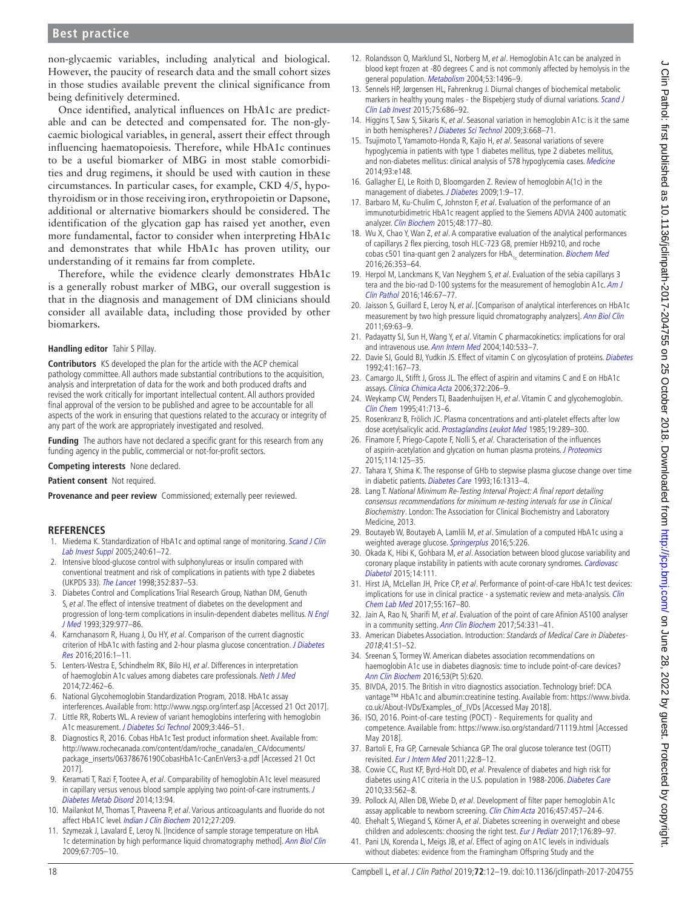non-glycaemic variables, including analytical and biological. However, the paucity of research data and the small cohort sizes in those studies available prevent the clinical significance from being definitively determined.

Once identified, analytical influences on HbA1c are predictable and can be detected and compensated for. The non-glycaemic biological variables, in general, assert their effect through influencing haematopoiesis. Therefore, while HbA1c continues to be a useful biomarker of MBG in most stable comorbidities and drug regimens, it should be used with caution in these circumstances. In particular cases, for example, CKD 4/5, hypothyroidism or in those receiving iron, erythropoietin or Dapsone, additional or alternative biomarkers should be considered. The identification of the glycation gap has raised yet another, even more fundamental, factor to consider when interpreting HbA1c and demonstrates that while HbA1c has proven utility, our understanding of it remains far from complete.

Therefore, while the evidence clearly demonstrates HbA1c is a generally robust marker of MBG, our overall suggestion is that in the diagnosis and management of DM clinicians should consider all available data, including those provided by other biomarkers.

**Handling editor** Tahir S Pillay.

**Contributors** KS developed the plan for the article with the ACP chemical pathology committee. All authors made substantial contributions to the acquisition, analysis and interpretation of data for the work and both produced drafts and revised the work critically for important intellectual content. All authors provided final approval of the version to be published and agree to be accountable for all aspects of the work in ensuring that questions related to the accuracy or integrity of any part of the work are appropriately investigated and resolved.

**Funding** The authors have not declared a specific grant for this research from any funding agency in the public, commercial or not-for-profit sectors.

**Competing interests** None declared.

**Patient consent** Not required.

**Provenance and peer review** Commissioned; externally peer reviewed.

## REFERENCES

1. Miedema K. Standardization of HbA1c and optimal range of monitoring. *Scand J Clin Lab Invest Suppl* 2005;240:61–72.
2. Intensive blood-glucose control with sulphonylureas or insulin compared with conventional treatment and risk of complications in patients with type 2 diabetes (UKPDS 33). *The Lancet* 1998;352:837–53.
3. Diabetes Control and Complications Trial Research Group, Nathan DM, Genuth S, *et al*. The effect of intensive treatment of diabetes on the development and progression of long-term complications in insulin-dependent diabetes mellitus. *N Engl J Med* 1993;329:977–86.
4. Karnchanasorn R, Huang J, Ou HY, *et al*. Comparison of the current diagnostic criterion of HbA1c with fasting and 2-hour plasma glucose concentration. *J Diabetes Res* 2016;2016:1–11.
5. Lenters-Westra E, Schindhelm RK, Bilo HJ, *et al*. Differences in interpretation of haemoglobin A1c values among diabetes care professionals. *Neth J Med* 2014;72:462–6.
6. National Glycohemoglobin Standardization Program, 2018. HbA1c assay interferences. Available from: http://www.ngsp.org/interf.asp [Accessed 21 Oct 2017].
7. Little RR, Roberts WL. A review of variant hemoglobins interfering with hemoglobin A1c measurement. *J Diabetes Sci Technol* 2009;3:446–51.
8. Diagnostics R, 2016. Cobas HbA1c Test product information sheet. Available from: http://www.rochecanada.com/content/dam/roche_canada/en_CA/documents/package_inserts/06378676190CobasHbA1c-CanEnVers3-a.pdf [Accessed 21 Oct 2017].
9. Keramati T, Razi F, Tootee A, *et al*. Comparability of hemoglobin A1c level measured in capillary versus venous blood sample applying two point-of-care instruments. *J Diabetes Metab Disord* 2014;13:94.
10. Mailankot M, Thomas T, Praveena P, *et al*. Various anticoagulants and fluoride do not affect HbA1C level. *Indian J Clin Biochem* 2012;27:209.
11. Szymezak J, Lavalard E, Leroy N. [Incidence of sample storage temperature on HbA 1c determination by high performance liquid chromatography method]. *Ann Biol Clin* 2009;67:705–10.
12. Rolandsson O, Marklund SL, Norberg M, *et al*. Hemoglobin A1c can be analyzed in blood kept frozen at -80 degrees C and is not commonly affected by hemolysis in the general population. *Metabolism* 2004;53:1496–9.
13. Sennels HP, Jørgensen HL, Fahrenkrug J. Diurnal changes of biochemical metabolic markers in healthy young males - the Bispebjerg study of diurnal variations. *Scand J Clin Lab Invest* 2015;75:686–92.
14. Higgins T, Saw S, Sikaris K, *et al*. Seasonal variation in hemoglobin A1c: is it the same in both hemispheres? *J Diabetes Sci Technol* 2009;3:668–71.
15. Tsujimoto T, Yamamoto-Honda R, Kajio H, *et al*. Seasonal variations of severe hypoglycemia in patients with type 1 diabetes mellitus, type 2 diabetes mellitus, and non-diabetes mellitus: clinical analysis of 578 hypoglycemia cases. *Medicine* 2014;93:e148.
16. Gallagher EJ, Le Roith D, Bloomgarden Z. Review of hemoglobin A(1c) in the management of diabetes. *J Diabetes* 2009;1:9–17.
17. Barbaro M, Ku-Chulim C, Johnston F, *et al*. Evaluation of the performance of an immunoturbidimetric HbA1c reagent applied to the Siemens ADVIA 2400 automatic analyzer. *Clin Biochem* 2015;48:177–80.
18. Wu X, Chao Y, Wan Z, *et al*. A comparative evaluation of the analytical performances of capillarys 2 flex piercing, tosoh HLC-723 G8, premier Hb9210, and roche cobas c501 tina-quant gen 2 analyzers for $HbA_{1c}$ determination. *Biochem Med* 2016;26:353–64.
19. Herpol M, Lanckmans K, Van Neyghem S, *et al*. Evaluation of the sebia capillarys 3 tera and the bio-rad D-100 systems for the measurement of hemoglobin A1c. *Am J Clin Pathol* 2016;146:67–77.
20. Jaisson S, Guillard E, Leroy N, *et al*. [Comparison of analytical interferences on HbA1c measurement by two high pressure liquid chromatography analyzers]. *Ann Biol Clin* 2011;69:63–9.
21. Padayatty SJ, Sun H, Wang Y, *et al*. Vitamin C pharmacokinetics: implications for oral and intravenous use. *Ann Intern Med* 2004;140:533–7.
22. Davie SJ, Gould BJ, Yudkin JS. Effect of vitamin C on glycosylation of proteins. *Diabetes* 1992;41:167–73.
23. Camargo JL, Stifft J, Gross JL. The effect of aspirin and vitamins C and E on HbA1c assays. *Clinica Chimica Acta* 2006;372:206–9.
24. Weykamp CW, Penders TJ, Baadenhuijsen H, *et al*. Vitamin C and glycohemoglobin. *Clin Chem* 1995;41:713–6.
25. Rosenkranz B, Frölich JC. Plasma concentrations and anti-platelet effects after low dose acetylsalicylic acid. *Prostaglandins Leukot Med* 1985;19:289–300.
26. Finamore F, Priego-Capote F, Nolli S, *et al*. Characterisation of the influences of aspirin-acetylation and glycation on human plasma proteins. *J Proteomics* 2015;114:125–35.
27. Tahara Y, Shima K. The response of GHb to stepwise plasma glucose change over time in diabetic patients. *Diabetes Care* 1993;16:1313–4.
28. Lang T. *National Minimum Re-Testing Interval Project: A final report detailing consensus recommendations for minimum re-testing intervals for use in Clinical Biochemistry*. London: The Association for Clinical Biochemistry and Laboratory Medicine, 2013.
29. Boutayeb W, Boutayeb A, Lamlili M, *et al*. Simulation of a computed HbA1c using a weighted average glucose. *Springerplus* 2016;5:226.
30. Okada K, Hibi K, Gohbara M, *et al*. Association between blood glucose variability and coronary plaque instability in patients with acute coronary syndromes. *Cardiovasc Diabetol* 2015;14:111.
31. Hirst JA, McLellan JH, Price CP, *et al*. Performance of point-of-care HbA1c test devices: implications for use in clinical practice - a systematic review and meta-analysis. *Clin Chem Lab Med* 2017;55:167–80.
32. Jain A, Rao N, Sharifi M, *et al*. Evaluation of the point of care Afinion AS100 analyser in a community setting. *Ann Clin Biochem* 2017;54:331–41.
33. American Diabetes Association. Introduction: *Standards of Medical Care in Diabetes-2018*;41:S1–S2.
34. Sreenan S, Tormey W. American diabetes association recommendations on haemoglobin A1c use in diabetes diagnosis: time to include point-of-care devices? *Ann Clin Biochem* 2016;53(Pt 5):620.
35. BIVDA, 2015. The British in vitro diagnostics association. Technology brief: DCA vantage™ HbA1c and albumin:creatinine testing. Available from: https://www.bivda.co.uk/About-IVDs/Examples_of_IVDs [Accessed May 2018].
36. ISO, 2016. Point-of-care testing (POCT) - Requirements for quality and competence. Available from: https://www.iso.org/standard/71119.html [Accessed May 2018].
37. Bartoli E, Fra GP, Carnevale Schianca GP. The oral glucose tolerance test (OGTT) revisited. *Eur J Intern Med* 2011;22:8–12.
38. Cowie CC, Rust KF, Byrd-Holt DD, *et al*. Prevalence of diabetes and high risk for diabetes using A1C criteria in the U.S. population in 1988-2006. *Diabetes Care* 2010;33:562–8.
39. Pollock AJ, Allen DB, Wiebe D, *et al*. Development of filter paper hemoglobin A1c assay applicable to newborn screening. *Clin Chim Acta* 2016;457:457–24-6.
40. Ehehalt S, Wiegand S, Körner A, *et al*. Diabetes screening in overweight and obese children and adolescents: choosing the right test. *Eur J Pediatr* 2017;176:89–97.
41. Pani LN, Korenda L, Meigs JB, *et al*. Effect of aging on A1C levels in individuals without diabetes: evidence from the Framingham Offspring Study and the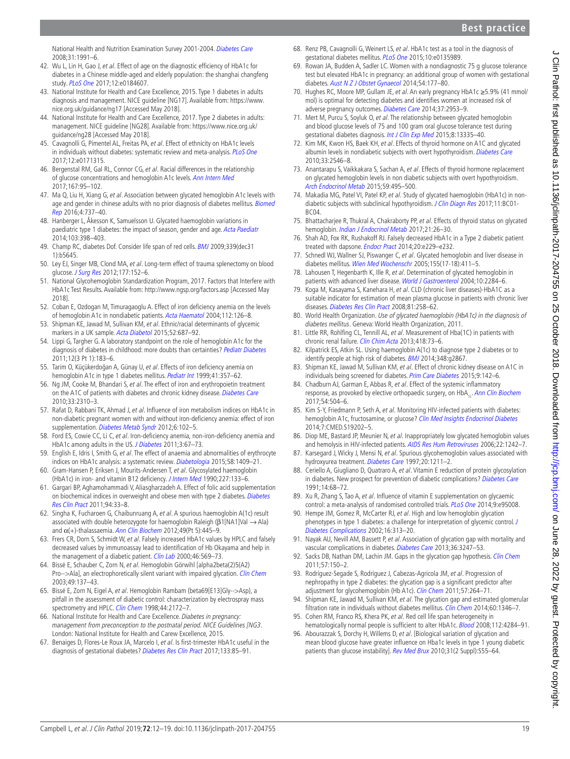National Health and Nutrition Examination Survey 2001-2004. *Diabetes Care* 2008;31:1991–6.

42. Wu L, Lin H, Gao J, *et al*. Effect of age on the diagnostic efficiency of HbA1c for diabetes in a Chinese middle-aged and elderly population: the shanghai changfeng study. *PLoS One* 2017;12:e0184607.
43. National Institute for Health and Care Excellence, 2015. Type 1 diabetes in adults diagnosis and management. NICE guideline [NG17]. Available from: https://www.nice.org.uk/guidance/ng17 [Accessed May 2018].
44. National Institute for Health and Care Excellence, 2017. Type 2 diabetes in adults: management. NICE guideline [NG28]. Available from: https://www.nice.org.uk/guidance/ng28 [Accessed May 2018].
45. Cavagnolli G, Pimentel AL, Freitas PA, *et al*. Effect of ethnicity on HbA1c levels in individuals without diabetes: systematic review and meta-analysis. *PLoS One* 2017;12:e0171315.
46. Bergenstal RM, Gal RL, Connor CG, *et al*. Racial differences in the relationship of glucose concentrations and hemoglobin A1c levels. *Ann Intern Med* 2017;167:95–102.
47. Ma Q, Liu H, Xiang G, *et al*. Association between glycated hemoglobin A1c levels with age and gender in chinese adults with no prior diagnosis of diabetes mellitus. *Biomed Rep* 2016;4:737–40.
48. Hanberger L, Åkesson K, Samuelsson U. Glycated haemoglobin variations in paediatric type 1 diabetes: the impact of season, gender and age. *Acta Paediatr* 2014;103:398–403.
49. Champ RC, diabetes Dof. Consider life span of red cells. *BMJ* 2009;339(dec31 1):b5645.
50. Ley EJ, Singer MB, Clond MA, *et al*. Long-term effect of trauma splenectomy on blood glucose. *J Surg Res* 2012;177:152–6.
51. National Glycohemoglobin Standardization Program, 2017. Factors that Interfere with HbA1c Test Results. Available from: http://www.ngsp.org/factors.asp [Accessed May 2018].
52. Coban E, Ozdogan M, Timuragaoglu A. Effect of iron deficiency anemia on the levels of hemoglobin A1c in nondiabetic patients. *Acta Haematol* 2004;112:126–8.
53. Shipman KE, Jawad M, Sullivan KM, *et al*. Ethnic/racial determinants of glycemic markers in a UK sample. *Acta Diabetol* 2015;52:687–92.
54. Lippi G, Targher G. A laboratory standpoint on the role of hemoglobin A1c for the diagnosis of diabetes in childhood: more doubts than certainties? *Pediatr Diabetes* 2011;12(3 Pt 1):183–6.
55. Tarim O, Küçükerdoğan A, Günay U, *et al*. Effects of iron deficiency anemia on hemoglobin A1c in type 1 diabetes mellitus. *Pediatr Int* 1999;41:357–62.
56. Ng JM, Cooke M, Bhandari S, *et al*. The effect of iron and erythropoietin treatment on the A1C of patients with diabetes and chronic kidney disease. *Diabetes Care* 2010;33:2310–3.
57. Rafat D, Rabbani TK, Ahmad J, *et al*. Influence of iron metabolism indices on HbA1c in non-diabetic pregnant women with and without iron-deficiency anemia: effect of iron supplementation. *Diabetes Metab Syndr* 2012;6:102–5.
58. Ford ES, Cowie CC, Li C, *et al*. Iron-deficiency anemia, non-iron-deficiency anemia and HbA1c among adults in the US. *J Diabetes* 2011;3:67–73.
59. English E, Idris I, Smith G, *et al*. The effect of anaemia and abnormalities of erythrocyte indices on HbA1c analysis: a systematic review. *Diabetologia* 2015;58:1409–21.
60. Gram-Hansen P, Eriksen J, Mourits-Andersen T, *et al*. Glycosylated haemoglobin (HbA1c) in iron- and vitamin B12 deficiency. *J Intern Med* 1990;227:133–6.
61. Gargari BP, Aghamohammadi V, Aliasgharzadeh A. Effect of folic acid supplementation on biochemical indices in overweight and obese men with type 2 diabetes. *Diabetes Res Clin Pract* 2011;94:33–8.
62. Singha K, Fucharoen G, Chaibunruang A, *et al*. A spurious haemoglobin A(1c) result associated with double heterozygote for haemoglobin Raleigh (β1[NA1]Val → Ala) and α(+)-thalassaemia. *Ann Clin Biochem* 2012;49(Pt 5):445–9.
63. Frers CR, Dorn S, Schmidt W, *et al*. Falsely increased HbA1c values by HPLC and falsely decreased values by immunoassay lead to identification of Hb Okayama and help in the management of a diabetic patient. *Clin Lab* 2000;46:569–73.
64. Bissé E, Schauber C, Zorn N, *et al*. Hemoglobin Görwihl [alpha2beta(2)5(A2) Pro-->Ala], an electrophoretically silent variant with impaired glycation. *Clin Chem* 2003;49:137–43.
65. Bissé E, Zorn N, Eigel A, *et al*. Hemoglobin Rambam (beta69[E13]Gly-->Asp), a pitfall in the assessment of diabetic control: characterization by electrospray mass spectrometry and HPLC. *Clin Chem* 1998;44:2172–7.
66. National Institute for Health and Care Excellence. *Diabetes in pregnancy: management from preconception to the postnatal period. NICE Guidelines [NG3*. London: National Institute for Health and Carew Excellence, 2015.
67. Benaiges D, Flores-Le Roux JA, Marcelo I, *et al*. Is first-trimester HbA1c useful in the diagnosis of gestational diabetes? *Diabetes Res Clin Pract* 2017;133:85–91.
68. Renz PB, Cavagnolli G, Weinert LS, *et al*. HbA1c test as a tool in the diagnosis of gestational diabetes mellitus. *PLoS One* 2015;10:e0135989.
69. Rowan JA, Budden A, Sadler LC. Women with a nondiagnostic 75 g glucose tolerance test but elevated HbA1c in pregnancy: an additional group of women with gestational diabetes. *Aust N Z J Obstet Gynaecol* 2014;54:177–80.
70. Hughes RC, Moore MP, Gullam JE, *et al*. An early pregnancy HbA1c ≥5.9% (41 mmol/mol) is optimal for detecting diabetes and identifies women at increased risk of adverse pregnancy outcomes. *Diabetes Care* 2014;37:2953–9.
71. Mert M, Purcu S, Soyluk O, *et al*. The relationship between glycated hemoglobin and blood glucose levels of 75 and 100 gram oral glucose tolerance test during gestational diabetes diagnosis. *Int J Clin Exp Med* 2015;8:13335–40.
72. Kim MK, Kwon HS, Baek KH, *et al*. Effects of thyroid hormone on A1C and glycated albumin levels in nondiabetic subjects with overt hypothyroidism. *Diabetes Care* 2010;33:2546–8.
73. Anantarapu S, Vaikkakara S, Sachan A, *et al*. Effects of thyroid hormone replacement on glycated hemoglobin levels in non diabetic subjects with overt hypothyroidism. *Arch Endocrinol Metab* 2015;59:495–500.
74. Makadia MG, Patel VI, Patel KP, *et al*. Study of glycated haemoglobin (HbA1c) in non-diabetic subjects with subclinical hypothyroidism. *J Clin Diagn Res* 2017;11:BC01-BC04.
75. Bhattacharjee R, Thukral A, Chakraborty PP, *et al*. Effects of thyroid status on glycated hemoglobin. *Indian J Endocrinol Metab* 2017;21:26–30.
76. Shah AD, Fox RK, Rushakoff RJ. Falsely decreased HbA1c in a Type 2 diabetic patient treated with dapsone. *Endocr Pract* 2014;20:e229–e232.
77. Schnedl WJ, Wallner SJ, Piswanger C, *et al*. Glycated hemoglobin and liver disease in diabetes mellitus. *Wien Med Wochenschr* 2005;155(17-18):411–5.
78. Lahousen T, Hegenbarth K, Ille R, *et al*. Determination of glycated hemoglobin in patients with advanced liver disease. *World J Gastroenterol* 2004;10:2284–6.
79. Koga M, Kasayama S, Kanehara H, *et al*. CLD (chronic liver diseases)-HbA1C as a suitable indicator for estimation of mean plasma glucose in patients with chronic liver diseases. *Diabetes Res Clin Pract* 2008;81:258–62.
80. World Health Organization. *Use of glycated haemoglobin (HbA1c) in the diagnosis of diabetes mellitus*. Geneva: World Health Organization, 2011.
81. Little RR, Rohlfing CL, Tennill AL, *et al*. Measurement of Hba(1C) in patients with chronic renal failure. *Clin Chim Acta* 2013;418:73–6.
82. Kilpatrick ES, Atkin SL. Using haemoglobin A(1c) to diagnose type 2 diabetes or to identify people at high risk of diabetes. *BMJ* 2014;348:g2867.
83. Shipman KE, Jawad M, Sullivan KM, *et al*. Effect of chronic kidney disease on A1C in individuals being screened for diabetes. *Prim Care Diabetes* 2015;9:142–6.
84. Chadburn AJ, Garman E, Abbas R, *et al*. Effect of the systemic inflammatory response, as provoked by elective orthopaedic surgery, on $HbA_{1c}$. *Ann Clin Biochem* 2017;54:504–6.
85. Kim S-Y, Friedmann P, Seth A, *et al*. Monitoring HIV-infected patients with diabetes: hemoglobin A1c, fructosamine, or glucose? *Clin Med Insights Endocrinol Diabetes* 2014;7:CMED.S19202–5.
86. Diop ME, Bastard JP, Meunier N, *et al*. Inappropriately low glycated hemoglobin values and hemolysis in HIV-infected patients. *AIDS Res Hum Retroviruses* 2006;22:1242–7.
87. Karsegard J, Wicky J, Mensi N, *et al*. Spurious glycohemoglobin values associated with hydroxyurea treatment. *Diabetes Care* 1997;20:1211–2.
88. Ceriello A, Giugliano D, Quatraro A, *et al*. Vitamin E reduction of protein glycosylation in diabetes. New prospect for prevention of diabetic complications? *Diabetes Care* 1991;14:68–72.
89. Xu R, Zhang S, Tao A, *et al*. Influence of vitamin E supplementation on glycaemic control: a meta-analysis of randomised controlled trials. *PLoS One* 2014;9:e95008.
90. Hempe JM, Gomez R, McCarter RJ, *et al*. High and low hemoglobin glycation phenotypes in type 1 diabetes: a challenge for interpretation of glycemic control. *J Diabetes Complications* 2002;16:313–20.
91. Nayak AU, Nevill AM, Bassett P, *et al*. Association of glycation gap with mortality and vascular complications in diabetes. *Diabetes Care* 2013;36:3247–53.
92. Sacks DB, Nathan DM, Lachin JM. Gaps in the glycation gap hypothesis. *Clin Chem* 2011;57:150–2.
93. Rodríguez-Segade S, Rodríguez J, Cabezas-Agricola JM, *et al*. Progression of nephropathy in type 2 diabetes: the glycation gap is a significant predictor after adjustment for glycohemoglobin (Hb A1c). *Clin Chem* 2011;57:264–71.
94. Shipman KE, Jawad M, Sullivan KM, *et al*. The glycation gap and estimated glomerular filtration rate in individuals without diabetes mellitus. *Clin Chem* 2014;60:1346–7.
95. Cohen RM, Franco RS, Khera PK, *et al*. Red cell life span heterogeneity in hematologically normal people is sufficient to alter HbA1c. *Blood* 2008;112:4284–91.
96. Abourazzak S, Dorchy H, Willems D, *et al*. [Biological variation of glycation and mean blood glucose have greater influence on Hba1c levels in type 1 young diabetic patients than glucose instability]. *Rev Med Brux* 2010;31(2 Suppl):S55–64.